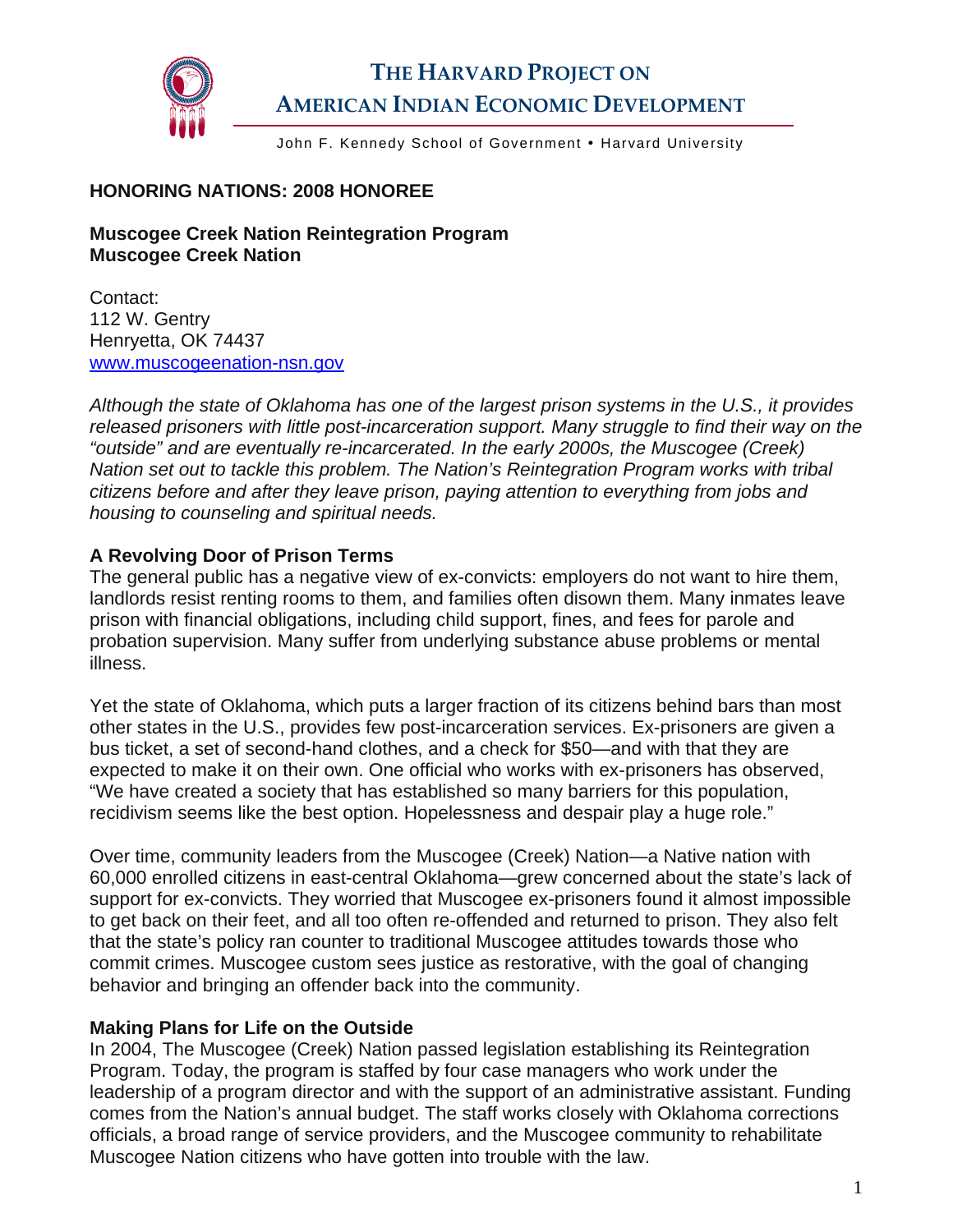# THE HARVARD PROJECT ON AMERICAN INDIAN ECONOMIC DEVELOPMENT

John F. Kennedy School of Government • Harvard University

**HONORING NATIONS: 2008 HONOREE**

**Muscogee Creek Nation Reintegration Program**
**Muscogee Creek Nation**

Contact:
112 W. Gentry
Henryetta, OK 74437
www.muscogeenation-nsn.gov

*Although the state of Oklahoma has one of the largest prison systems in the U.S., it provides released prisoners with little post-incarceration support. Many struggle to find their way on the "outside" and are eventually re-incarcerated. In the early 2000s, the Muscogee (Creek) Nation set out to tackle this problem. The Nation's Reintegration Program works with tribal citizens before and after they leave prison, paying attention to everything from jobs and housing to counseling and spiritual needs.*

### A Revolving Door of Prison Terms

The general public has a negative view of ex-convicts: employers do not want to hire them, landlords resist renting rooms to them, and families often disown them. Many inmates leave prison with financial obligations, including child support, fines, and fees for parole and probation supervision. Many suffer from underlying substance abuse problems or mental illness.

Yet the state of Oklahoma, which puts a larger fraction of its citizens behind bars than most other states in the U.S., provides few post-incarceration services. Ex-prisoners are given a bus ticket, a set of second-hand clothes, and a check for $50—and with that they are expected to make it on their own. One official who works with ex-prisoners has observed, "We have created a society that has established so many barriers for this population, recidivism seems like the best option. Hopelessness and despair play a huge role."

Over time, community leaders from the Muscogee (Creek) Nation—a Native nation with 60,000 enrolled citizens in east-central Oklahoma—grew concerned about the state's lack of support for ex-convicts. They worried that Muscogee ex-prisoners found it almost impossible to get back on their feet, and all too often re-offended and returned to prison. They also felt that the state's policy ran counter to traditional Muscogee attitudes towards those who commit crimes. Muscogee custom sees justice as restorative, with the goal of changing behavior and bringing an offender back into the community.

### Making Plans for Life on the Outside

In 2004, The Muscogee (Creek) Nation passed legislation establishing its Reintegration Program. Today, the program is staffed by four case managers who work under the leadership of a program director and with the support of an administrative assistant. Funding comes from the Nation's annual budget. The staff works closely with Oklahoma corrections officials, a broad range of service providers, and the Muscogee community to rehabilitate Muscogee Nation citizens who have gotten into trouble with the law.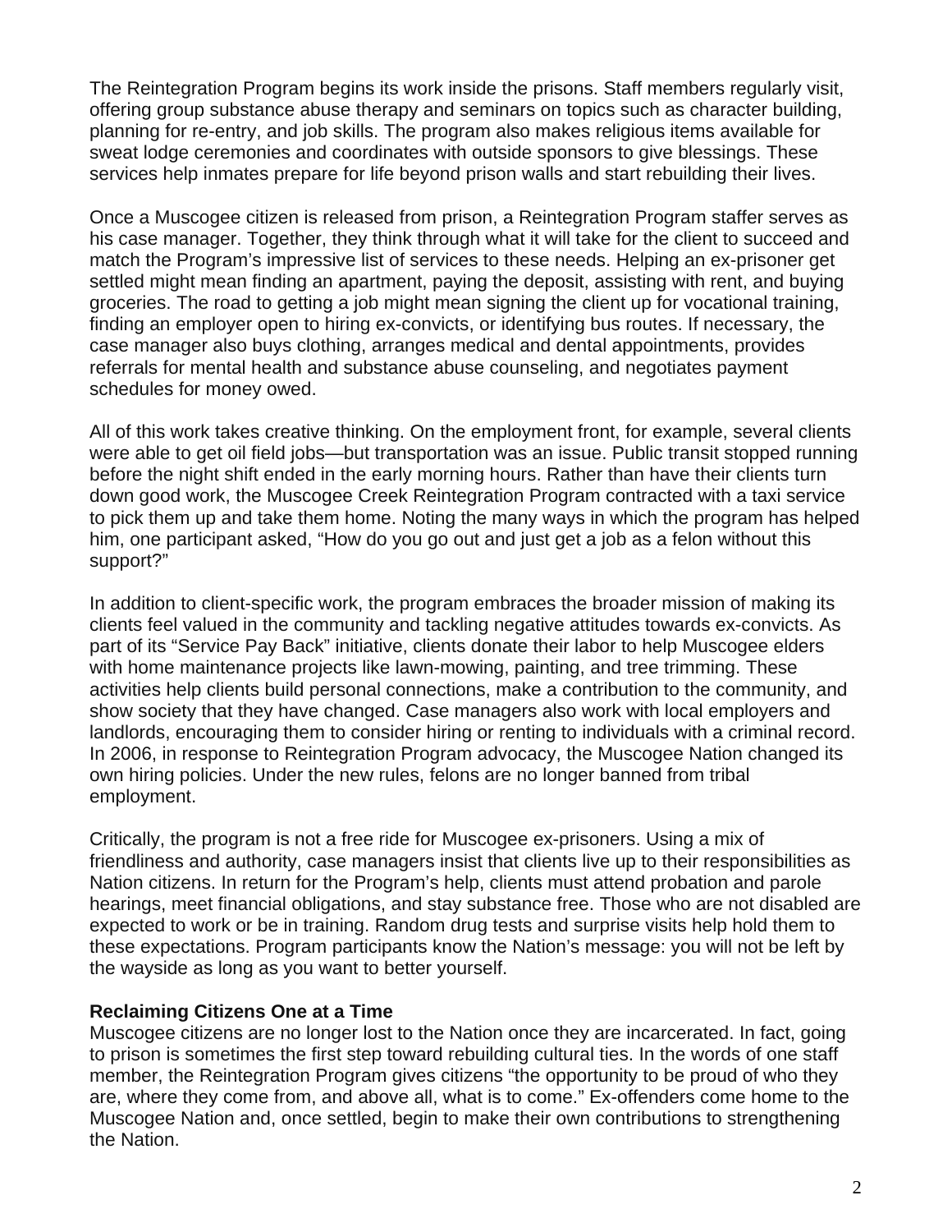The Reintegration Program begins its work inside the prisons. Staff members regularly visit, offering group substance abuse therapy and seminars on topics such as character building, planning for re-entry, and job skills. The program also makes religious items available for sweat lodge ceremonies and coordinates with outside sponsors to give blessings. These services help inmates prepare for life beyond prison walls and start rebuilding their lives.

Once a Muscogee citizen is released from prison, a Reintegration Program staffer serves as his case manager. Together, they think through what it will take for the client to succeed and match the Program's impressive list of services to these needs. Helping an ex-prisoner get settled might mean finding an apartment, paying the deposit, assisting with rent, and buying groceries. The road to getting a job might mean signing the client up for vocational training, finding an employer open to hiring ex-convicts, or identifying bus routes. If necessary, the case manager also buys clothing, arranges medical and dental appointments, provides referrals for mental health and substance abuse counseling, and negotiates payment schedules for money owed.

All of this work takes creative thinking. On the employment front, for example, several clients were able to get oil field jobs—but transportation was an issue. Public transit stopped running before the night shift ended in the early morning hours. Rather than have their clients turn down good work, the Muscogee Creek Reintegration Program contracted with a taxi service to pick them up and take them home. Noting the many ways in which the program has helped him, one participant asked, "How do you go out and just get a job as a felon without this support?"

In addition to client-specific work, the program embraces the broader mission of making its clients feel valued in the community and tackling negative attitudes towards ex-convicts. As part of its "Service Pay Back" initiative, clients donate their labor to help Muscogee elders with home maintenance projects like lawn-mowing, painting, and tree trimming. These activities help clients build personal connections, make a contribution to the community, and show society that they have changed. Case managers also work with local employers and landlords, encouraging them to consider hiring or renting to individuals with a criminal record. In 2006, in response to Reintegration Program advocacy, the Muscogee Nation changed its own hiring policies. Under the new rules, felons are no longer banned from tribal employment.

Critically, the program is not a free ride for Muscogee ex-prisoners. Using a mix of friendliness and authority, case managers insist that clients live up to their responsibilities as Nation citizens. In return for the Program's help, clients must attend probation and parole hearings, meet financial obligations, and stay substance free. Those who are not disabled are expected to work or be in training. Random drug tests and surprise visits help hold them to these expectations. Program participants know the Nation's message: you will not be left by the wayside as long as you want to better yourself.

**Reclaiming Citizens One at a Time**

Muscogee citizens are no longer lost to the Nation once they are incarcerated. In fact, going to prison is sometimes the first step toward rebuilding cultural ties. In the words of one staff member, the Reintegration Program gives citizens "the opportunity to be proud of who they are, where they come from, and above all, what is to come." Ex-offenders come home to the Muscogee Nation and, once settled, begin to make their own contributions to strengthening the Nation.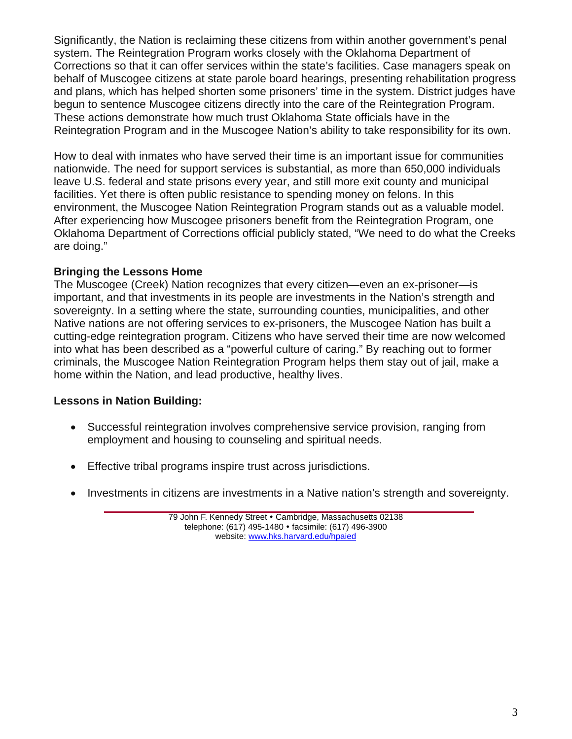Significantly, the Nation is reclaiming these citizens from within another government's penal system. The Reintegration Program works closely with the Oklahoma Department of Corrections so that it can offer services within the state's facilities. Case managers speak on behalf of Muscogee citizens at state parole board hearings, presenting rehabilitation progress and plans, which has helped shorten some prisoners' time in the system. District judges have begun to sentence Muscogee citizens directly into the care of the Reintegration Program. These actions demonstrate how much trust Oklahoma State officials have in the Reintegration Program and in the Muscogee Nation's ability to take responsibility for its own.

How to deal with inmates who have served their time is an important issue for communities nationwide. The need for support services is substantial, as more than 650,000 individuals leave U.S. federal and state prisons every year, and still more exit county and municipal facilities. Yet there is often public resistance to spending money on felons. In this environment, the Muscogee Nation Reintegration Program stands out as a valuable model. After experiencing how Muscogee prisoners benefit from the Reintegration Program, one Oklahoma Department of Corrections official publicly stated, "We need to do what the Creeks are doing."

**Bringing the Lessons Home**

The Muscogee (Creek) Nation recognizes that every citizen—even an ex-prisoner—is important, and that investments in its people are investments in the Nation's strength and sovereignty. In a setting where the state, surrounding counties, municipalities, and other Native nations are not offering services to ex-prisoners, the Muscogee Nation has built a cutting-edge reintegration program. Citizens who have served their time are now welcomed into what has been described as a "powerful culture of caring." By reaching out to former criminals, the Muscogee Nation Reintegration Program helps them stay out of jail, make a home within the Nation, and lead productive, healthy lives.

**Lessons in Nation Building:**

- Successful reintegration involves comprehensive service provision, ranging from employment and housing to counseling and spiritual needs.
- Effective tribal programs inspire trust across jurisdictions.
- Investments in citizens are investments in a Native nation's strength and sovereignty.

79 John F. Kennedy Street • Cambridge, Massachusetts 02138
telephone: (617) 495-1480 • facsimile: (617) 496-3900
website: www.hks.harvard.edu/hpaied